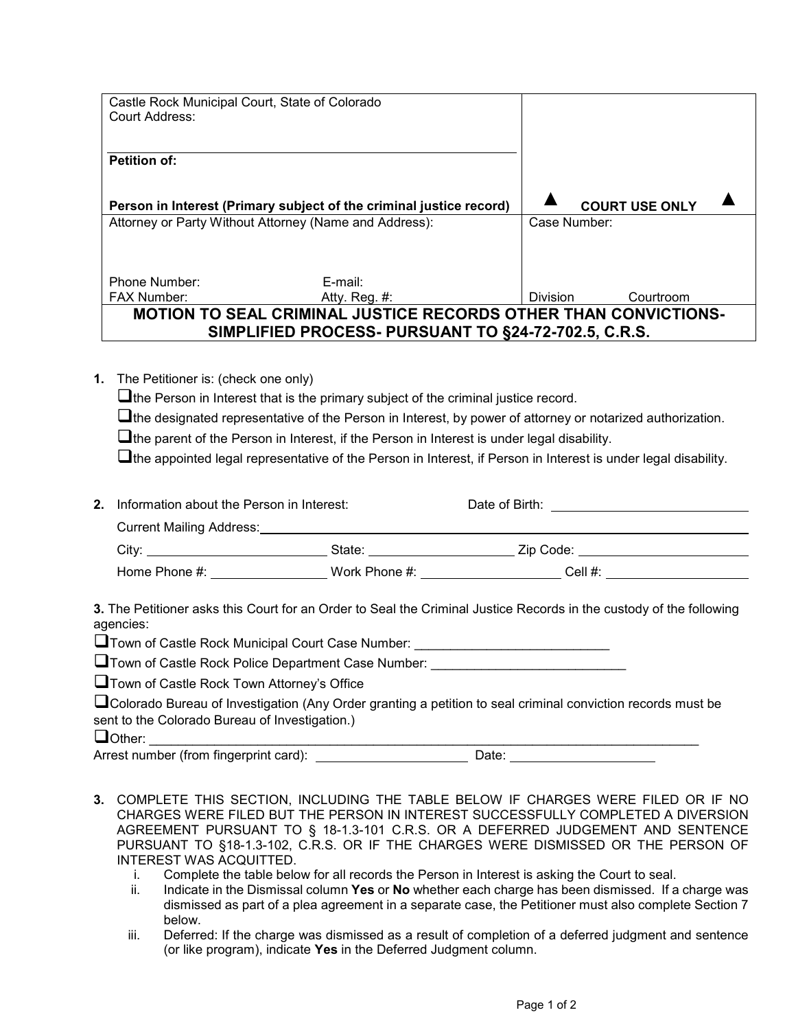| Castle Rock Municipal Court, State of Colorado<br>Court Address:<br><br>**Petition of:**<br><br>**Person in Interest (Primary subject of the criminal justice record)** | ▲ **COURT USE ONLY** ▲ |
|---|---|
| Attorney or Party Without Attorney (Name and Address):<br><br>Phone Number: E-mail:<br>FAX Number: Atty. Reg. #: | Case Number:<br><br>Division Courtroom |

## MOTION TO SEAL CRIMINAL JUSTICE RECORDS OTHER THAN CONVICTIONS- SIMPLIFIED PROCESS- PURSUANT TO §24-72-702.5, C.R.S.

**1.** The Petitioner is: (check one only)

❑ the Person in Interest that is the primary subject of the criminal justice record.

❑ the designated representative of the Person in Interest, by power of attorney or notarized authorization.

❑ the parent of the Person in Interest, if the Person in Interest is under legal disability.

❑ the appointed legal representative of the Person in Interest, if Person in Interest is under legal disability.

**2.** Information about the Person in Interest: Date of Birth: ___________________________

Current Mailing Address: ______________________________________________________________

City: _________________________ State: ____________________ Zip Code: ________________________

Home Phone #: ________________ Work Phone #: ___________________ Cell #: ___________________

**3.** The Petitioner asks this Court for an Order to Seal the Criminal Justice Records in the custody of the following agencies:

❑ Town of Castle Rock Municipal Court Case Number: ___________________________

❑ Town of Castle Rock Police Department Case Number: ___________________________

❑ Town of Castle Rock Town Attorney's Office

❑ Colorado Bureau of Investigation (Any Order granting a petition to seal criminal conviction records must be sent to the Colorado Bureau of Investigation.)

❑ Other: ________________________________________________________________________________

Arrest number (from fingerprint card): _____________________ Date: ____________________

**3.** COMPLETE THIS SECTION, INCLUDING THE TABLE BELOW IF CHARGES WERE FILED OR IF NO CHARGES WERE FILED BUT THE PERSON IN INTEREST SUCCESSFULLY COMPLETED A DIVERSION AGREEMENT PURSUANT TO § 18-1.3-101 C.R.S. OR A DEFERRED JUDGEMENT AND SENTENCE PURSUANT TO §18-1.3-102, C.R.S. OR IF THE CHARGES WERE DISMISSED OR THE PERSON OF INTEREST WAS ACQUITTED.

i. Complete the table below for all records the Person in Interest is asking the Court to seal.

ii. Indicate in the Dismissal column **Yes** or **No** whether each charge has been dismissed. If a charge was dismissed as part of a plea agreement in a separate case, the Petitioner must also complete Section 7 below.

iii. Deferred: If the charge was dismissed as a result of completion of a deferred judgment and sentence (or like program), indicate **Yes** in the Deferred Judgment column.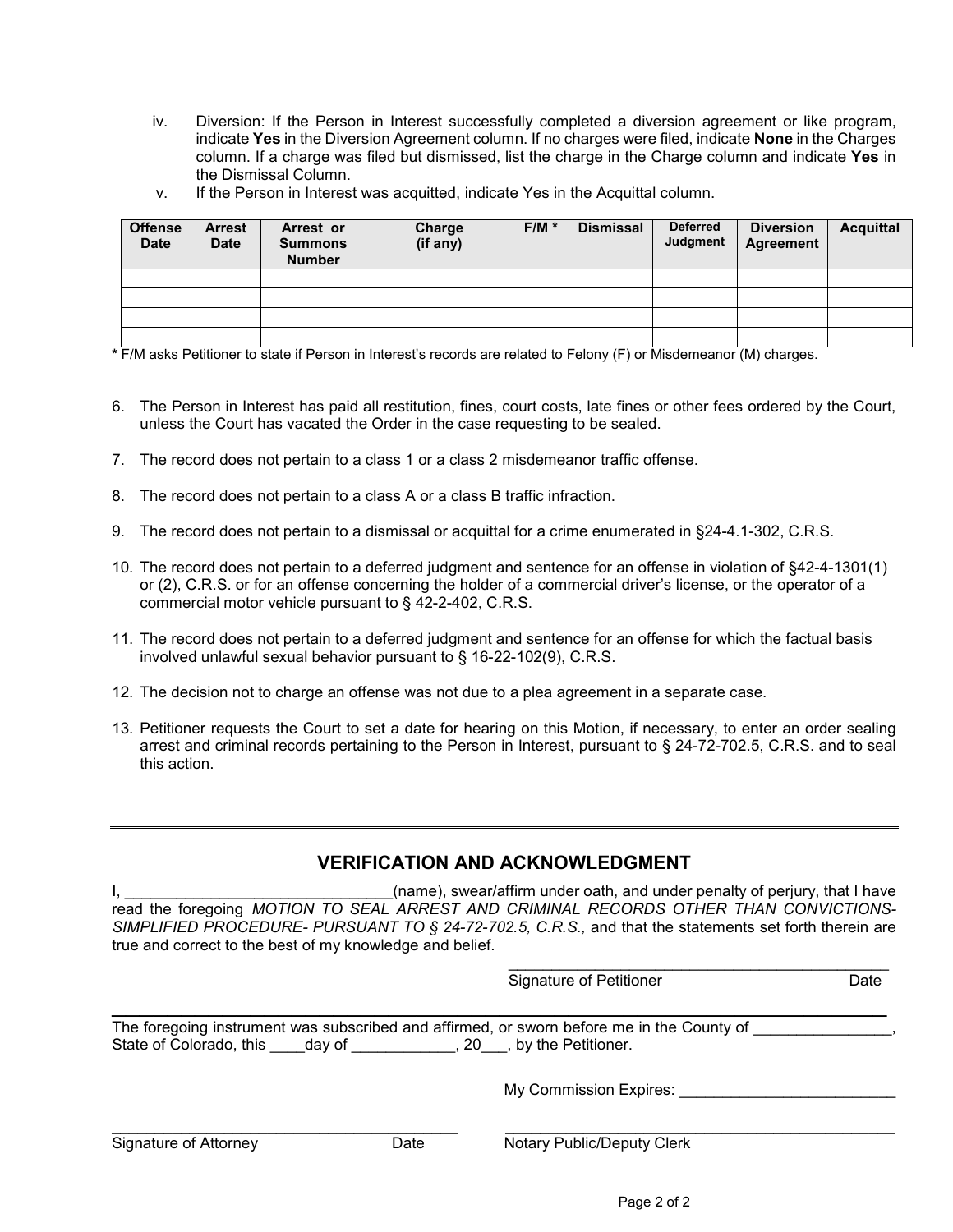iv. Diversion: If the Person in Interest successfully completed a diversion agreement or like program, indicate **Yes** in the Diversion Agreement column. If no charges were filed, indicate **None** in the Charges column. If a charge was filed but dismissed, list the charge in the Charge column and indicate **Yes** in the Dismissal Column.

v. If the Person in Interest was acquitted, indicate Yes in the Acquittal column.

| Offense Date | Arrest Date | Arrest or Summons Number | Charge (if any) | F/M * | Dismissal | Deferred Judgment | Diversion Agreement | Acquittal |
|---|---|---|---|---|---|---|---|---|
| | | | | | | | | |
| | | | | | | | | |
| | | | | | | | | |
| | | | | | | | | |

**\*** F/M asks Petitioner to state if Person in Interest's records are related to Felony (F) or Misdemeanor (M) charges.

6. The Person in Interest has paid all restitution, fines, court costs, late fines or other fees ordered by the Court, unless the Court has vacated the Order in the case requesting to be sealed.

7. The record does not pertain to a class 1 or a class 2 misdemeanor traffic offense.

8. The record does not pertain to a class A or a class B traffic infraction.

9. The record does not pertain to a dismissal or acquittal for a crime enumerated in §24-4.1-302, C.R.S.

10. The record does not pertain to a deferred judgment and sentence for an offense in violation of §42-4-1301(1) or (2), C.R.S. or for an offense concerning the holder of a commercial driver's license, or the operator of a commercial motor vehicle pursuant to § 42-2-402, C.R.S.

11. The record does not pertain to a deferred judgment and sentence for an offense for which the factual basis involved unlawful sexual behavior pursuant to § 16-22-102(9), C.R.S.

12. The decision not to charge an offense was not due to a plea agreement in a separate case.

13. Petitioner requests the Court to set a date for hearing on this Motion, if necessary, to enter an order sealing arrest and criminal records pertaining to the Person in Interest, pursuant to § 24-72-702.5, C.R.S. and to seal this action.

---

## VERIFICATION AND ACKNOWLEDGMENT

I, _______________________________(name), swear/affirm under oath, and under penalty of perjury, that I have read the foregoing *MOTION TO SEAL ARREST AND CRIMINAL RECORDS OTHER THAN CONVICTIONS-SIMPLIFIED PROCEDURE- PURSUANT TO § 24-72-702.5, C.R.S.,* and that the statements set forth therein are true and correct to the best of my knowledge and belief.

_______________________________________________
Signature of Petitioner Date

---

The foregoing instrument was subscribed and affirmed, or sworn before me in the County of ________________, State of Colorado, this ____day of ____________, 20___, by the Petitioner.

My Commission Expires: _________________________

_________________________________________
Signature of Attorney Date

_______________________________________________
Notary Public/Deputy Clerk